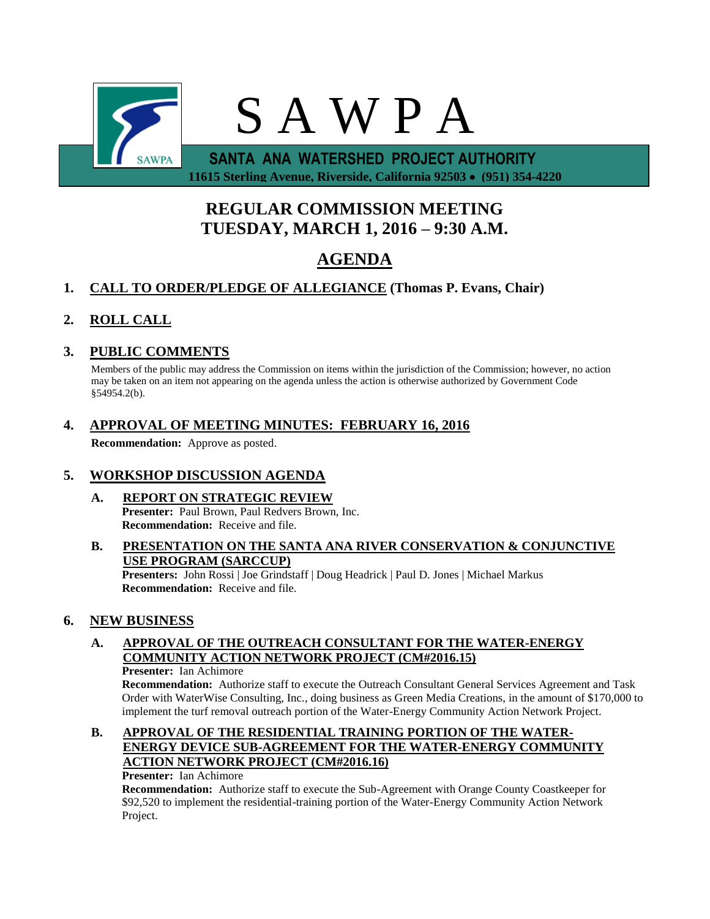# S A W P A

**SANTA ANA WATERSHED PROJECT AUTHORITY**

**11615 Sterling Avenue, Riverside, California 92503 • (951) 354-4220**

## REGULAR COMMISSION MEETING
## TUESDAY, MARCH 1, 2016 – 9:30 A.M.

## AGENDA

**1. CALL TO ORDER/PLEDGE OF ALLEGIANCE (Thomas P. Evans, Chair)**

**2. ROLL CALL**

**3. PUBLIC COMMENTS**

Members of the public may address the Commission on items within the jurisdiction of the Commission; however, no action may be taken on an item not appearing on the agenda unless the action is otherwise authorized by Government Code §54954.2(b).

**4. APPROVAL OF MEETING MINUTES: FEBRUARY 16, 2016**

**Recommendation:** Approve as posted.

**5. WORKSHOP DISCUSSION AGENDA**

**A. REPORT ON STRATEGIC REVIEW**
**Presenter:** Paul Brown, Paul Redvers Brown, Inc.
**Recommendation:** Receive and file.

**B. PRESENTATION ON THE SANTA ANA RIVER CONSERVATION & CONJUNCTIVE USE PROGRAM (SARCCUP)**
**Presenters:** John Rossi | Joe Grindstaff | Doug Headrick | Paul D. Jones | Michael Markus
**Recommendation:** Receive and file.

**6. NEW BUSINESS**

**A. APPROVAL OF THE OUTREACH CONSULTANT FOR THE WATER-ENERGY COMMUNITY ACTION NETWORK PROJECT (CM#2016.15)**
**Presenter:** Ian Achimore
**Recommendation:** Authorize staff to execute the Outreach Consultant General Services Agreement and Task Order with WaterWise Consulting, Inc., doing business as Green Media Creations, in the amount of $170,000 to implement the turf removal outreach portion of the Water-Energy Community Action Network Project.

**B. APPROVAL OF THE RESIDENTIAL TRAINING PORTION OF THE WATER-ENERGY DEVICE SUB-AGREEMENT FOR THE WATER-ENERGY COMMUNITY ACTION NETWORK PROJECT (CM#2016.16)**
**Presenter:** Ian Achimore
**Recommendation:** Authorize staff to execute the Sub-Agreement with Orange County Coastkeeper for $92,520 to implement the residential-training portion of the Water-Energy Community Action Network Project.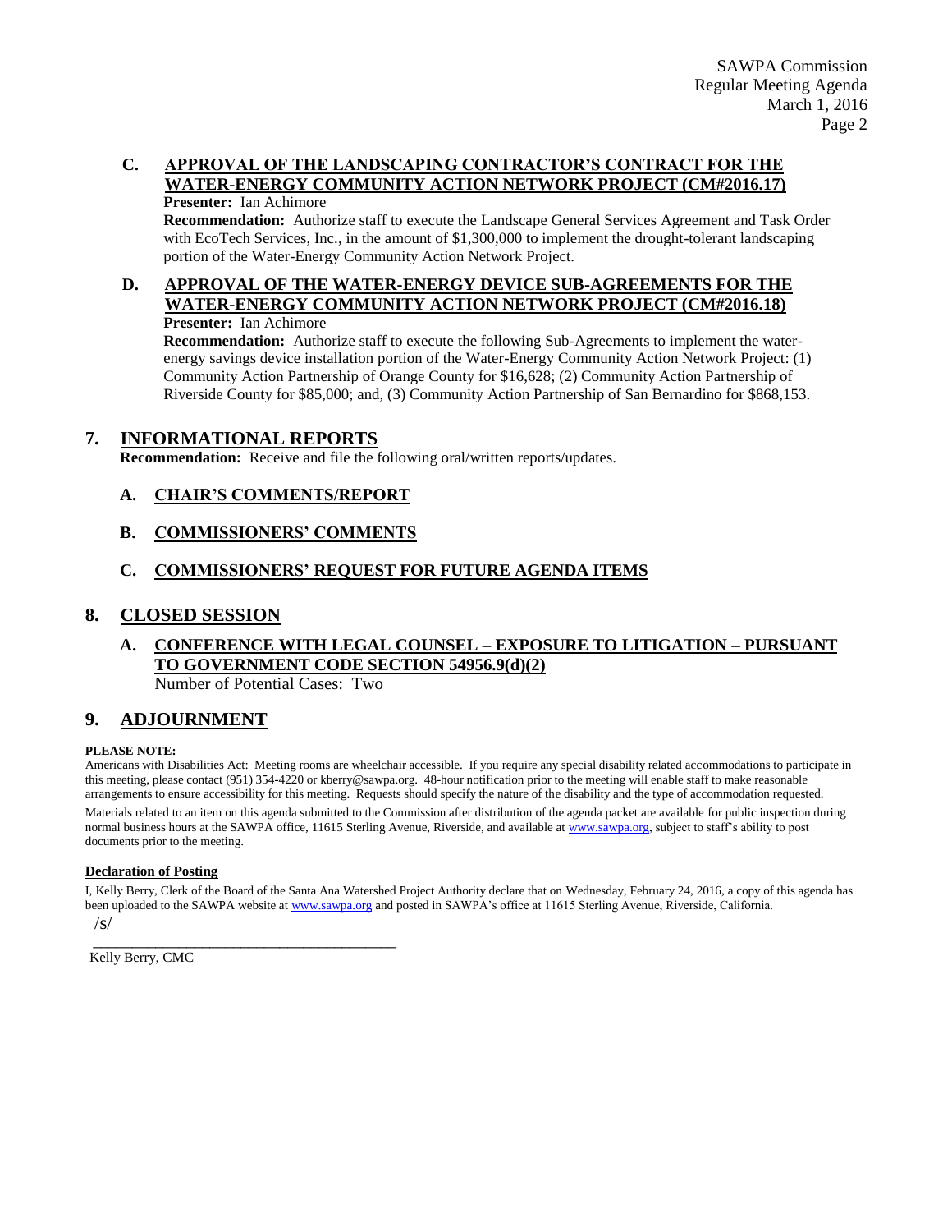### C. APPROVAL OF THE LANDSCAPING CONTRACTOR'S CONTRACT FOR THE WATER-ENERGY COMMUNITY ACTION NETWORK PROJECT (CM#2016.17)

**Presenter:** Ian Achimore

**Recommendation:** Authorize staff to execute the Landscape General Services Agreement and Task Order with EcoTech Services, Inc., in the amount of $1,300,000 to implement the drought-tolerant landscaping portion of the Water-Energy Community Action Network Project.

### D. APPROVAL OF THE WATER-ENERGY DEVICE SUB-AGREEMENTS FOR THE WATER-ENERGY COMMUNITY ACTION NETWORK PROJECT (CM#2016.18)

**Presenter:** Ian Achimore

**Recommendation:** Authorize staff to execute the following Sub-Agreements to implement the water-energy savings device installation portion of the Water-Energy Community Action Network Project: (1) Community Action Partnership of Orange County for $16,628; (2) Community Action Partnership of Riverside County for $85,000; and, (3) Community Action Partnership of San Bernardino for $868,153.

## 7. INFORMATIONAL REPORTS

**Recommendation:** Receive and file the following oral/written reports/updates.

### A. CHAIR'S COMMENTS/REPORT

### B. COMMISSIONERS' COMMENTS

### C. COMMISSIONERS' REQUEST FOR FUTURE AGENDA ITEMS

## 8. CLOSED SESSION

### A. CONFERENCE WITH LEGAL COUNSEL – EXPOSURE TO LITIGATION – PURSUANT TO GOVERNMENT CODE SECTION 54956.9(d)(2)

Number of Potential Cases: Two

## 9. ADJOURNMENT

**PLEASE NOTE:**

Americans with Disabilities Act: Meeting rooms are wheelchair accessible. If you require any special disability related accommodations to participate in this meeting, please contact (951) 354-4220 or kberry@sawpa.org. 48-hour notification prior to the meeting will enable staff to make reasonable arrangements to ensure accessibility for this meeting. Requests should specify the nature of the disability and the type of accommodation requested.

Materials related to an item on this agenda submitted to the Commission after distribution of the agenda packet are available for public inspection during normal business hours at the SAWPA office, 11615 Sterling Avenue, Riverside, and available at www.sawpa.org, subject to staff's ability to post documents prior to the meeting.

**Declaration of Posting**

I, Kelly Berry, Clerk of the Board of the Santa Ana Watershed Project Authority declare that on Wednesday, February 24, 2016, a copy of this agenda has been uploaded to the SAWPA website at www.sawpa.org and posted in SAWPA's office at 11615 Sterling Avenue, Riverside, California.

/s/

\_\_\_\_\_\_\_\_\_\_\_\_\_\_\_\_\_\_\_\_\_\_\_\_\_\_\_\_\_\_\_\_\_\_\_\_\_\_\_\_

Kelly Berry, CMC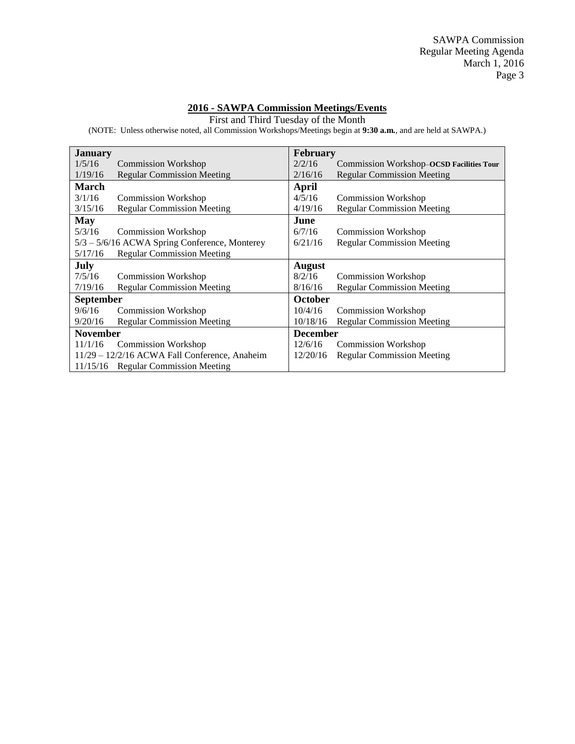## 2016 - SAWPA Commission Meetings/Events

First and Third Tuesday of the Month

(NOTE: Unless otherwise noted, all Commission Workshops/Meetings begin at **9:30 a.m.**, and are held at SAWPA.)

| | |
|---|---|
| **January**<br>1/5/16 Commission Workshop<br>1/19/16 Regular Commission Meeting | **February**<br>2/2/16 Commission Workshop–**OCSD Facilities Tour**<br>2/16/16 Regular Commission Meeting |
| **March**<br>3/1/16 Commission Workshop<br>3/15/16 Regular Commission Meeting | **April**<br>4/5/16 Commission Workshop<br>4/19/16 Regular Commission Meeting |
| **May**<br>5/3/16 Commission Workshop<br>5/3 – 5/6/16 ACWA Spring Conference, Monterey<br>5/17/16 Regular Commission Meeting | **June**<br>6/7/16 Commission Workshop<br>6/21/16 Regular Commission Meeting |
| **July**<br>7/5/16 Commission Workshop<br>7/19/16 Regular Commission Meeting | **August**<br>8/2/16 Commission Workshop<br>8/16/16 Regular Commission Meeting |
| **September**<br>9/6/16 Commission Workshop<br>9/20/16 Regular Commission Meeting | **October**<br>10/4/16 Commission Workshop<br>10/18/16 Regular Commission Meeting |
| **November**<br>11/1/16 Commission Workshop<br>11/29 – 12/2/16 ACWA Fall Conference, Anaheim<br>11/15/16 Regular Commission Meeting | **December**<br>12/6/16 Commission Workshop<br>12/20/16 Regular Commission Meeting |